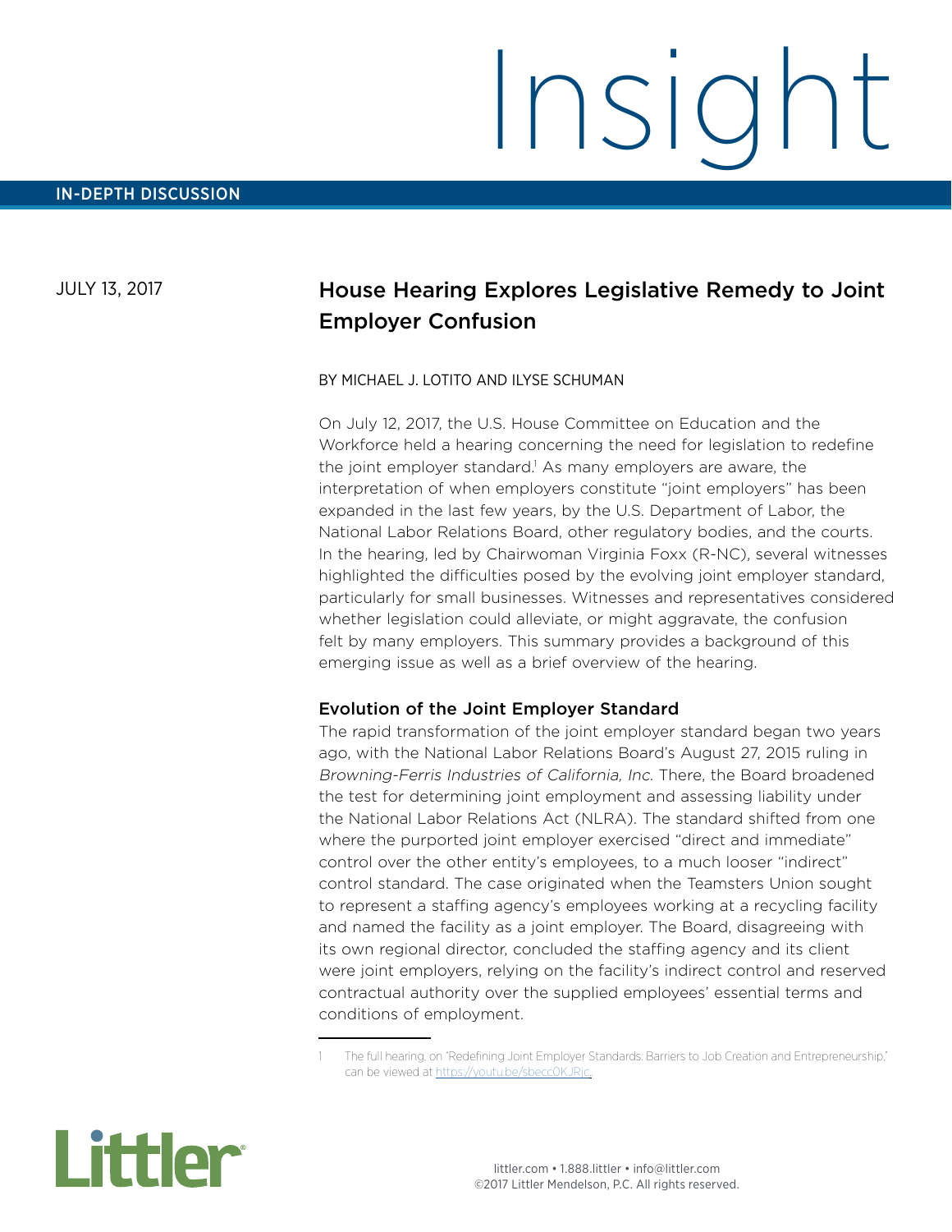Insight

IN-DEPTH DISCUSSION

JULY 13, 2017

# House Hearing Explores Legislative Remedy to Joint Employer Confusion

BY MICHAEL J. LOTITO AND ILYSE SCHUMAN

On July 12, 2017, the U.S. House Committee on Education and the Workforce held a hearing concerning the need for legislation to redefine the joint employer standard.[1] As many employers are aware, the interpretation of when employers constitute "joint employers" has been expanded in the last few years, by the U.S. Department of Labor, the National Labor Relations Board, other regulatory bodies, and the courts. In the hearing, led by Chairwoman Virginia Foxx (R-NC), several witnesses highlighted the difficulties posed by the evolving joint employer standard, particularly for small businesses. Witnesses and representatives considered whether legislation could alleviate, or might aggravate, the confusion felt by many employers. This summary provides a background of this emerging issue as well as a brief overview of the hearing.

## Evolution of the Joint Employer Standard

The rapid transformation of the joint employer standard began two years ago, with the National Labor Relations Board's August 27, 2015 ruling in *Browning-Ferris Industries of California, Inc.* There, the Board broadened the test for determining joint employment and assessing liability under the National Labor Relations Act (NLRA). The standard shifted from one where the purported joint employer exercised "direct and immediate" control over the other entity's employees, to a much looser "indirect" control standard. The case originated when the Teamsters Union sought to represent a staffing agency's employees working at a recycling facility and named the facility as a joint employer. The Board, disagreeing with its own regional director, concluded the staffing agency and its client were joint employers, relying on the facility's indirect control and reserved contractual authority over the supplied employees' essential terms and conditions of employment.

1 The full hearing, on "Redefining Joint Employer Standards: Barriers to Job Creation and Entrepreneurship," can be viewed at https://youtu.be/sbecc0KJRjc.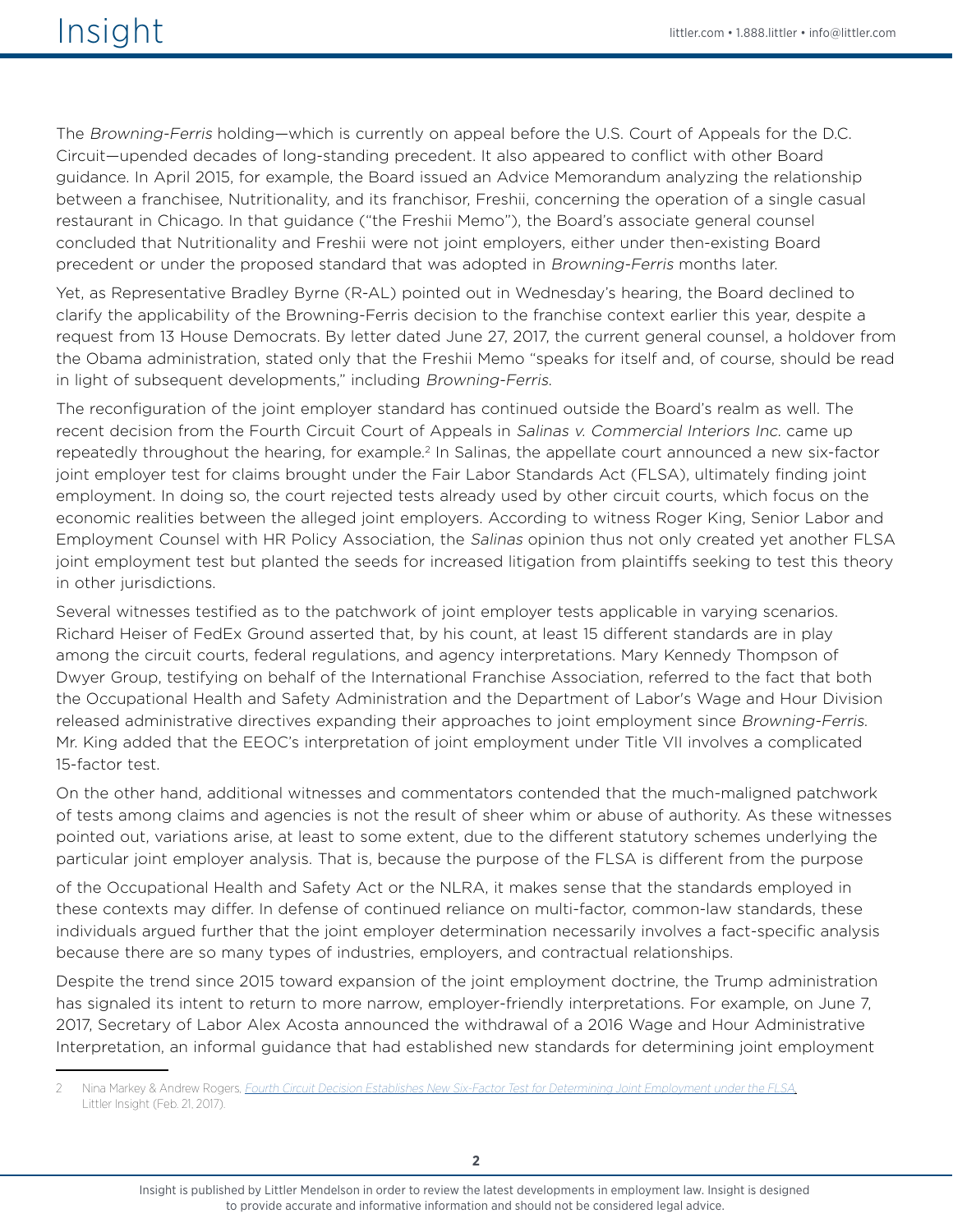The *Browning-Ferris* holding—which is currently on appeal before the U.S. Court of Appeals for the D.C. Circuit—upended decades of long-standing precedent. It also appeared to conflict with other Board guidance. In April 2015, for example, the Board issued an Advice Memorandum analyzing the relationship between a franchisee, Nutritionality, and its franchisor, Freshii, concerning the operation of a single casual restaurant in Chicago. In that guidance ("the Freshii Memo"), the Board's associate general counsel concluded that Nutritionality and Freshii were not joint employers, either under then-existing Board precedent or under the proposed standard that was adopted in *Browning-Ferris* months later.

Yet, as Representative Bradley Byrne (R-AL) pointed out in Wednesday's hearing, the Board declined to clarify the applicability of the Browning-Ferris decision to the franchise context earlier this year, despite a request from 13 House Democrats. By letter dated June 27, 2017, the current general counsel, a holdover from the Obama administration, stated only that the Freshii Memo "speaks for itself and, of course, should be read in light of subsequent developments," including *Browning-Ferris*.

The reconfiguration of the joint employer standard has continued outside the Board's realm as well. The recent decision from the Fourth Circuit Court of Appeals in *Salinas v. Commercial Interiors Inc.* came up repeatedly throughout the hearing, for example.[2] In Salinas, the appellate court announced a new six-factor joint employer test for claims brought under the Fair Labor Standards Act (FLSA), ultimately finding joint employment. In doing so, the court rejected tests already used by other circuit courts, which focus on the economic realities between the alleged joint employers. According to witness Roger King, Senior Labor and Employment Counsel with HR Policy Association, the *Salinas* opinion thus not only created yet another FLSA joint employment test but planted the seeds for increased litigation from plaintiffs seeking to test this theory in other jurisdictions.

Several witnesses testified as to the patchwork of joint employer tests applicable in varying scenarios. Richard Heiser of FedEx Ground asserted that, by his count, at least 15 different standards are in play among the circuit courts, federal regulations, and agency interpretations. Mary Kennedy Thompson of Dwyer Group, testifying on behalf of the International Franchise Association, referred to the fact that both the Occupational Health and Safety Administration and the Department of Labor's Wage and Hour Division released administrative directives expanding their approaches to joint employment since *Browning-Ferris*. Mr. King added that the EEOC's interpretation of joint employment under Title VII involves a complicated 15-factor test.

On the other hand, additional witnesses and commentators contended that the much-maligned patchwork of tests among claims and agencies is not the result of sheer whim or abuse of authority. As these witnesses pointed out, variations arise, at least to some extent, due to the different statutory schemes underlying the particular joint employer analysis. That is, because the purpose of the FLSA is different from the purpose of the Occupational Health and Safety Act or the NLRA, it makes sense that the standards employed in these contexts may differ. In defense of continued reliance on multi-factor, common-law standards, these individuals argued further that the joint employer determination necessarily involves a fact-specific analysis because there are so many types of industries, employers, and contractual relationships.

Despite the trend since 2015 toward expansion of the joint employment doctrine, the Trump administration has signaled its intent to return to more narrow, employer-friendly interpretations. For example, on June 7, 2017, Secretary of Labor Alex Acosta announced the withdrawal of a 2016 Wage and Hour Administrative Interpretation, an informal guidance that had established new standards for determining joint employment

---

2 Nina Markey & Andrew Rogers, *Fourth Circuit Decision Establishes New Six-Factor Test for Determining Joint Employment under the FLSA*, Littler Insight (Feb. 21, 2017).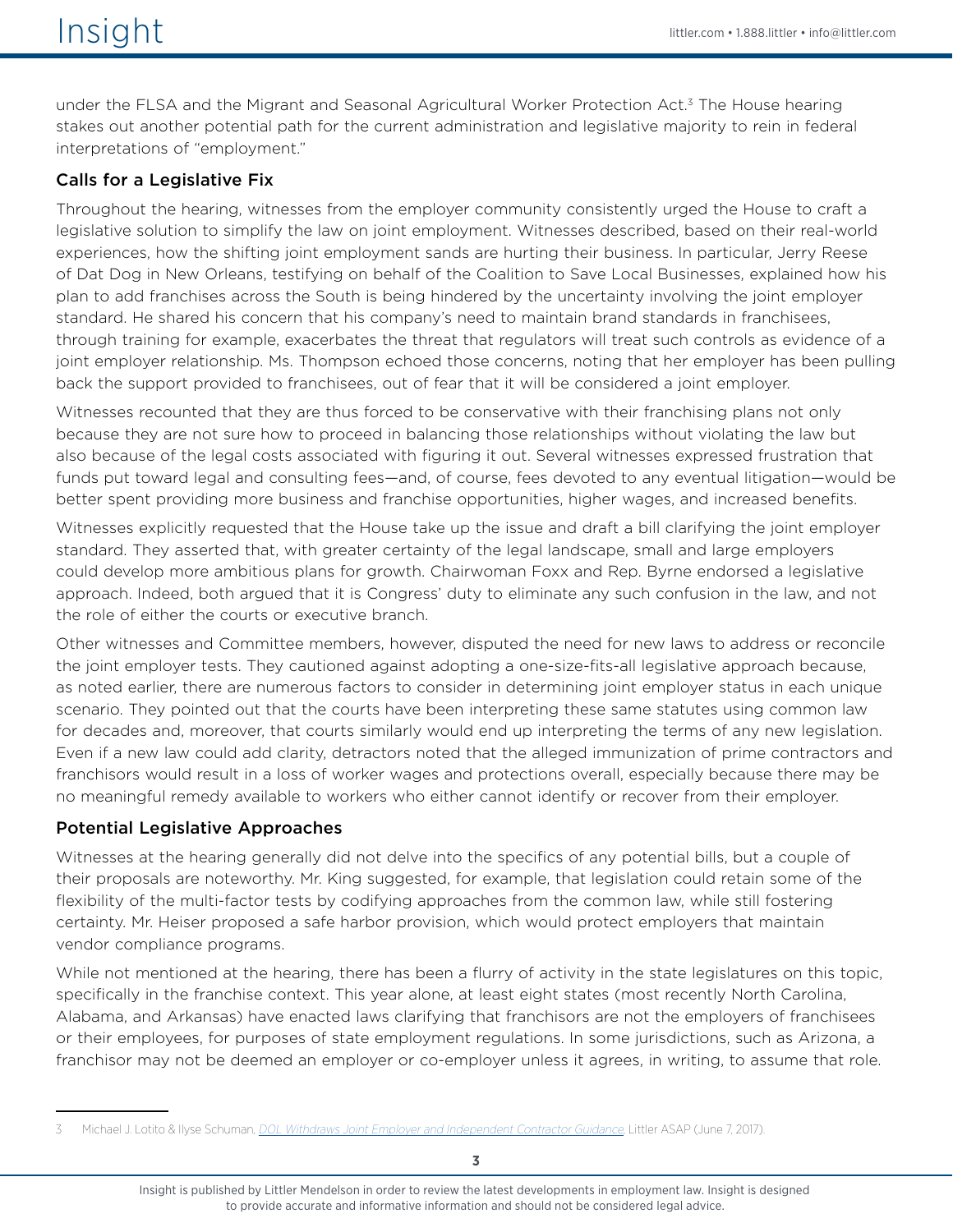under the FLSA and the Migrant and Seasonal Agricultural Worker Protection Act.[3] The House hearing stakes out another potential path for the current administration and legislative majority to rein in federal interpretations of "employment."

## Calls for a Legislative Fix

Throughout the hearing, witnesses from the employer community consistently urged the House to craft a legislative solution to simplify the law on joint employment. Witnesses described, based on their real-world experiences, how the shifting joint employment sands are hurting their business. In particular, Jerry Reese of Dat Dog in New Orleans, testifying on behalf of the Coalition to Save Local Businesses, explained how his plan to add franchises across the South is being hindered by the uncertainty involving the joint employer standard. He shared his concern that his company's need to maintain brand standards in franchisees, through training for example, exacerbates the threat that regulators will treat such controls as evidence of a joint employer relationship. Ms. Thompson echoed those concerns, noting that her employer has been pulling back the support provided to franchisees, out of fear that it will be considered a joint employer.

Witnesses recounted that they are thus forced to be conservative with their franchising plans not only because they are not sure how to proceed in balancing those relationships without violating the law but also because of the legal costs associated with figuring it out. Several witnesses expressed frustration that funds put toward legal and consulting fees—and, of course, fees devoted to any eventual litigation—would be better spent providing more business and franchise opportunities, higher wages, and increased benefits.

Witnesses explicitly requested that the House take up the issue and draft a bill clarifying the joint employer standard. They asserted that, with greater certainty of the legal landscape, small and large employers could develop more ambitious plans for growth. Chairwoman Foxx and Rep. Byrne endorsed a legislative approach. Indeed, both argued that it is Congress' duty to eliminate any such confusion in the law, and not the role of either the courts or executive branch.

Other witnesses and Committee members, however, disputed the need for new laws to address or reconcile the joint employer tests. They cautioned against adopting a one-size-fits-all legislative approach because, as noted earlier, there are numerous factors to consider in determining joint employer status in each unique scenario. They pointed out that the courts have been interpreting these same statutes using common law for decades and, moreover, that courts similarly would end up interpreting the terms of any new legislation. Even if a new law could add clarity, detractors noted that the alleged immunization of prime contractors and franchisors would result in a loss of worker wages and protections overall, especially because there may be no meaningful remedy available to workers who either cannot identify or recover from their employer.

## Potential Legislative Approaches

Witnesses at the hearing generally did not delve into the specifics of any potential bills, but a couple of their proposals are noteworthy. Mr. King suggested, for example, that legislation could retain some of the flexibility of the multi-factor tests by codifying approaches from the common law, while still fostering certainty. Mr. Heiser proposed a safe harbor provision, which would protect employers that maintain vendor compliance programs.

While not mentioned at the hearing, there has been a flurry of activity in the state legislatures on this topic, specifically in the franchise context. This year alone, at least eight states (most recently North Carolina, Alabama, and Arkansas) have enacted laws clarifying that franchisors are not the employers of franchisees or their employees, for purposes of state employment regulations. In some jurisdictions, such as Arizona, a franchisor may not be deemed an employer or co-employer unless it agrees, in writing, to assume that role.

---

3 Michael J. Lotito & Ilyse Schuman, *DOL Withdraws Joint Employer and Independent Contractor Guidance*, Littler ASAP (June 7, 2017).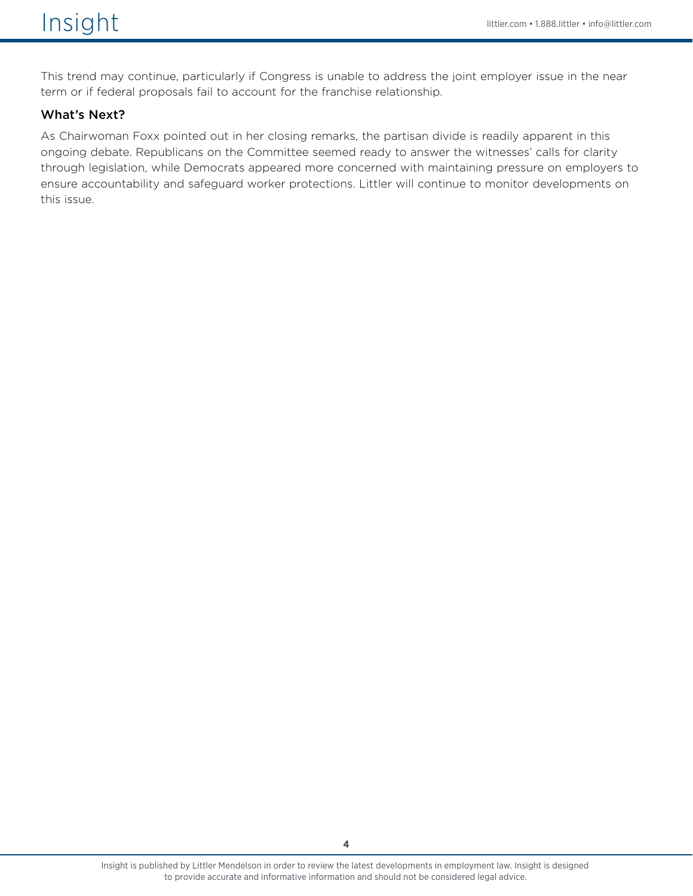This trend may continue, particularly if Congress is unable to address the joint employer issue in the near term or if federal proposals fail to account for the franchise relationship.

### What's Next?

As Chairwoman Foxx pointed out in her closing remarks, the partisan divide is readily apparent in this ongoing debate. Republicans on the Committee seemed ready to answer the witnesses' calls for clarity through legislation, while Democrats appeared more concerned with maintaining pressure on employers to ensure accountability and safeguard worker protections. Littler will continue to monitor developments on this issue.